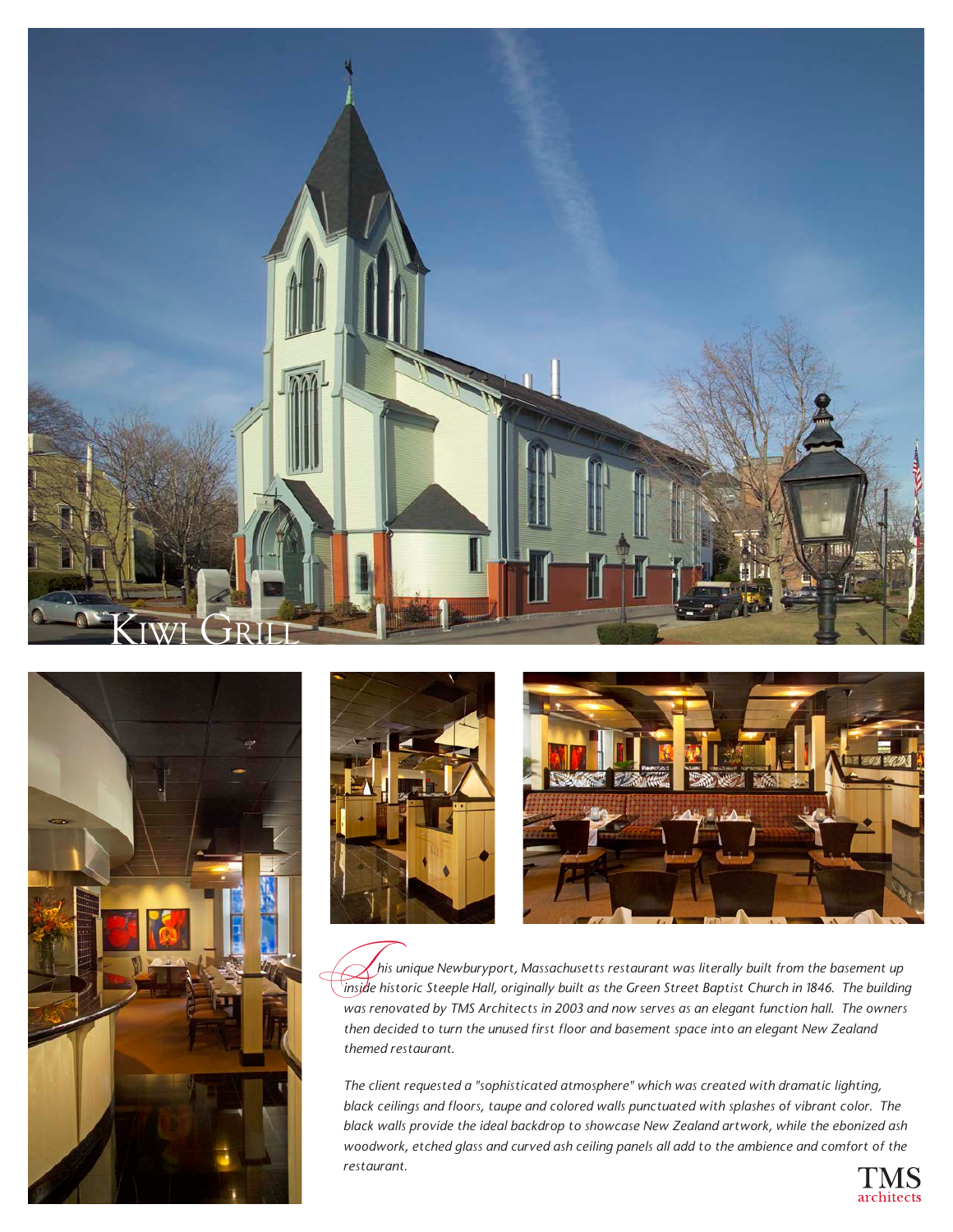# Kiwi Grill

*This unique Newburyport, Massachusetts restaurant was literally built from the basement up inside historic Steeple Hall, originally built as the Green Street Baptist Church in 1846. The building was renovated by TMS Architects in 2003 and now serves as an elegant function hall. The owners then decided to turn the unused first floor and basement space into an elegant New Zealand themed restaurant.*

*The client requested a "sophisticated atmosphere" which was created with dramatic lighting, black ceilings and floors, taupe and colored walls punctuated with splashes of vibrant color. The black walls provide the ideal backdrop to showcase New Zealand artwork, while the ebonized ash woodwork, etched glass and curved ash ceiling panels all add to the ambience and comfort of the restaurant.*

TMS architects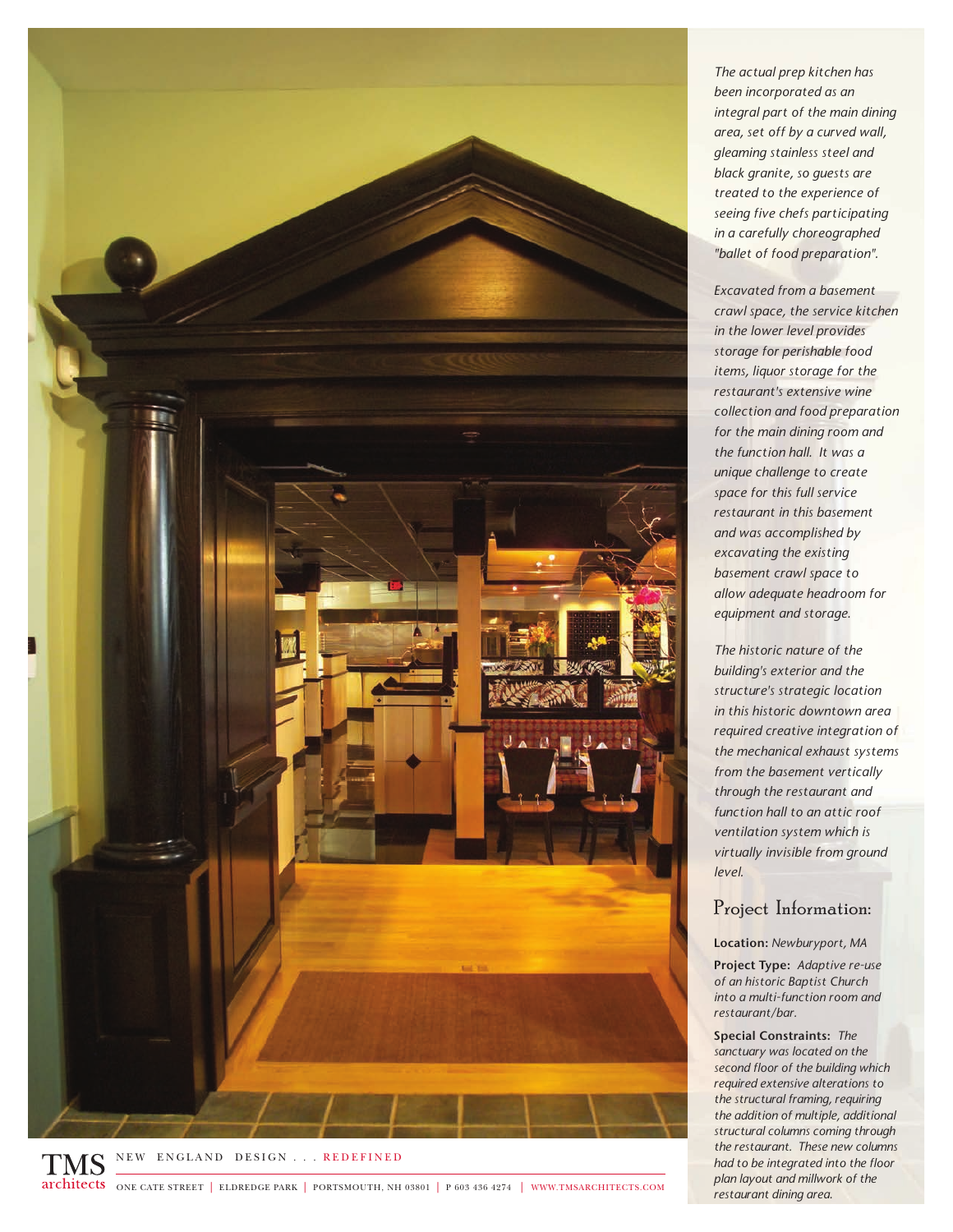*The actual prep kitchen has been incorporated as an integral part of the main dining area, set off by a curved wall, gleaming stainless steel and black granite, so guests are treated to the experience of seeing five chefs participating in a carefully choreographed "ballet of food preparation".*

*Excavated from a basement crawl space, the service kitchen in the lower level provides storage for perishable food items, liquor storage for the restaurant's extensive wine collection and food preparation for the main dining room and the function hall. It was a unique challenge to create space for this full service restaurant in this basement and was accomplished by excavating the existing basement crawl space to allow adequate headroom for equipment and storage.*

*The historic nature of the building's exterior and the structure's strategic location in this historic downtown area required creative integration of the mechanical exhaust systems from the basement vertically through the restaurant and function hall to an attic roof ventilation system which is virtually invisible from ground level.*

## Project Information:

**Location:** *Newburyport, MA*

**Project Type:** *Adaptive re-use of an historic Baptist Church into a multi-function room and restaurant/bar.*

**Special Constraints:** *The sanctuary was located on the second floor of the building which required extensive alterations to the structural framing, requiring the addition of multiple, additional structural columns coming through the restaurant. These new columns had to be integrated into the floor plan layout and millwork of the restaurant dining area.*

TMS architects NEW ENGLAND DESIGN . . . REDEFINED

ONE CATE STREET | ELDREDGE PARK | PORTSMOUTH, NH 03801 | P 603 436 4274 | WWW.TMSARCHITECTS.COM